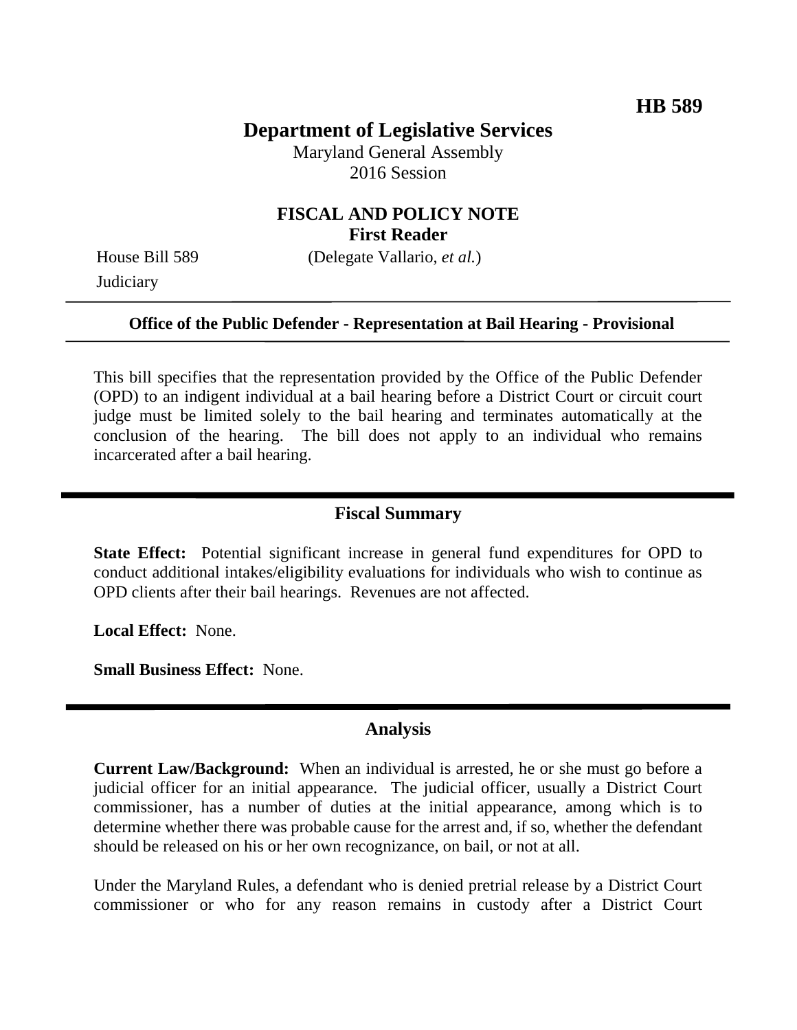**HB 589**

# Department of Legislative Services

Maryland General Assembly
2016 Session

## FISCAL AND POLICY NOTE
**First Reader**

House Bill 589 (Delegate Vallario, *et al.*)
Judiciary

---

**Office of the Public Defender - Representation at Bail Hearing - Provisional**

---

This bill specifies that the representation provided by the Office of the Public Defender (OPD) to an indigent individual at a bail hearing before a District Court or circuit court judge must be limited solely to the bail hearing and terminates automatically at the conclusion of the hearing. The bill does not apply to an individual who remains incarcerated after a bail hearing.

## Fiscal Summary

**State Effect:** Potential significant increase in general fund expenditures for OPD to conduct additional intakes/eligibility evaluations for individuals who wish to continue as OPD clients after their bail hearings. Revenues are not affected.

**Local Effect:** None.

**Small Business Effect:** None.

## Analysis

**Current Law/Background:** When an individual is arrested, he or she must go before a judicial officer for an initial appearance. The judicial officer, usually a District Court commissioner, has a number of duties at the initial appearance, among which is to determine whether there was probable cause for the arrest and, if so, whether the defendant should be released on his or her own recognizance, on bail, or not at all.

Under the Maryland Rules, a defendant who is denied pretrial release by a District Court commissioner or who for any reason remains in custody after a District Court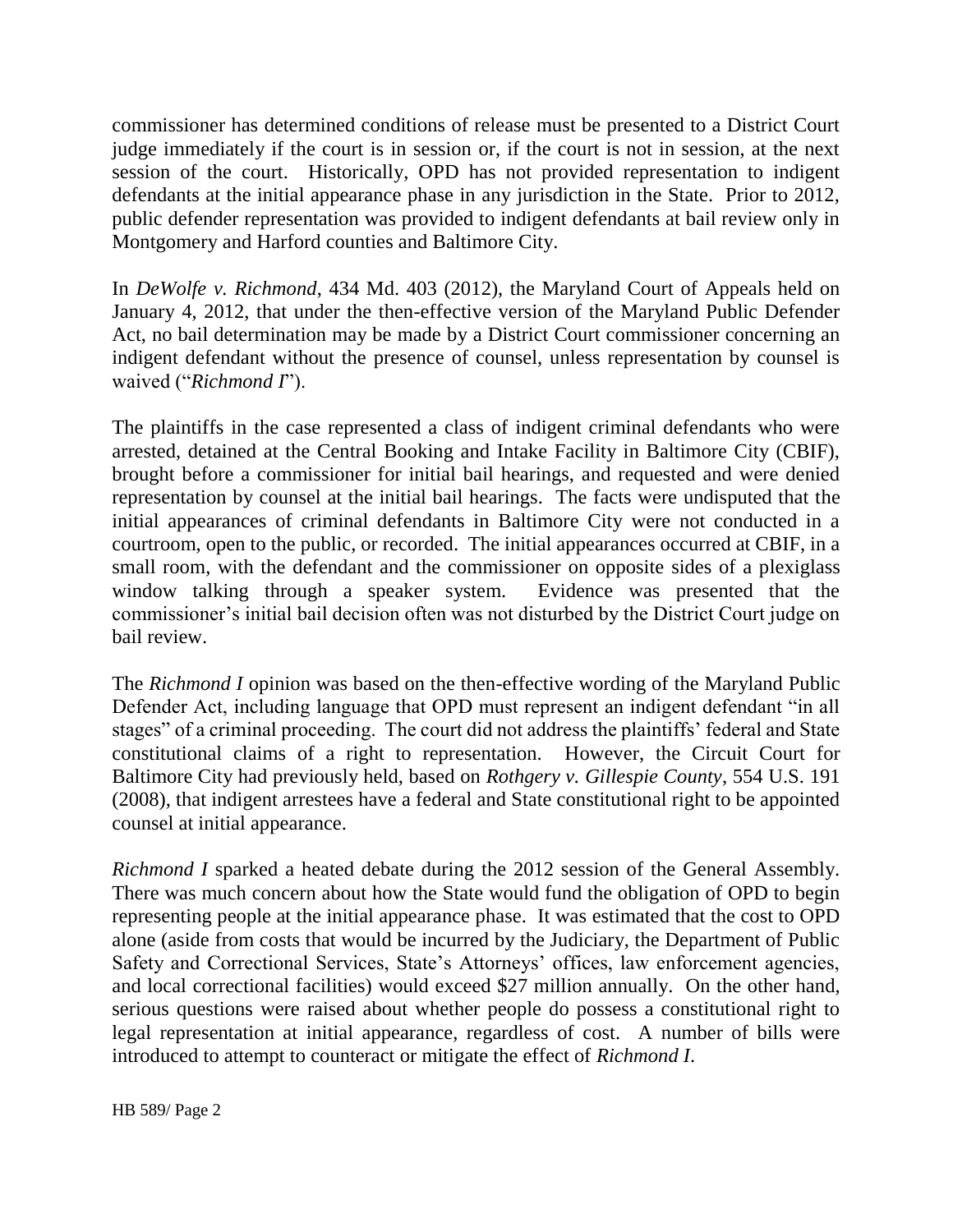commissioner has determined conditions of release must be presented to a District Court judge immediately if the court is in session or, if the court is not in session, at the next session of the court. Historically, OPD has not provided representation to indigent defendants at the initial appearance phase in any jurisdiction in the State. Prior to 2012, public defender representation was provided to indigent defendants at bail review only in Montgomery and Harford counties and Baltimore City.

In *DeWolfe v. Richmond*, 434 Md. 403 (2012), the Maryland Court of Appeals held on January 4, 2012, that under the then-effective version of the Maryland Public Defender Act, no bail determination may be made by a District Court commissioner concerning an indigent defendant without the presence of counsel, unless representation by counsel is waived ("*Richmond I*").

The plaintiffs in the case represented a class of indigent criminal defendants who were arrested, detained at the Central Booking and Intake Facility in Baltimore City (CBIF), brought before a commissioner for initial bail hearings, and requested and were denied representation by counsel at the initial bail hearings. The facts were undisputed that the initial appearances of criminal defendants in Baltimore City were not conducted in a courtroom, open to the public, or recorded. The initial appearances occurred at CBIF, in a small room, with the defendant and the commissioner on opposite sides of a plexiglass window talking through a speaker system. Evidence was presented that the commissioner's initial bail decision often was not disturbed by the District Court judge on bail review.

The *Richmond I* opinion was based on the then-effective wording of the Maryland Public Defender Act, including language that OPD must represent an indigent defendant "in all stages" of a criminal proceeding. The court did not address the plaintiffs' federal and State constitutional claims of a right to representation. However, the Circuit Court for Baltimore City had previously held, based on *Rothgery v. Gillespie County*, 554 U.S. 191 (2008), that indigent arrestees have a federal and State constitutional right to be appointed counsel at initial appearance.

*Richmond I* sparked a heated debate during the 2012 session of the General Assembly. There was much concern about how the State would fund the obligation of OPD to begin representing people at the initial appearance phase. It was estimated that the cost to OPD alone (aside from costs that would be incurred by the Judiciary, the Department of Public Safety and Correctional Services, State's Attorneys' offices, law enforcement agencies, and local correctional facilities) would exceed $27 million annually. On the other hand, serious questions were raised about whether people do possess a constitutional right to legal representation at initial appearance, regardless of cost. A number of bills were introduced to attempt to counteract or mitigate the effect of *Richmond I*.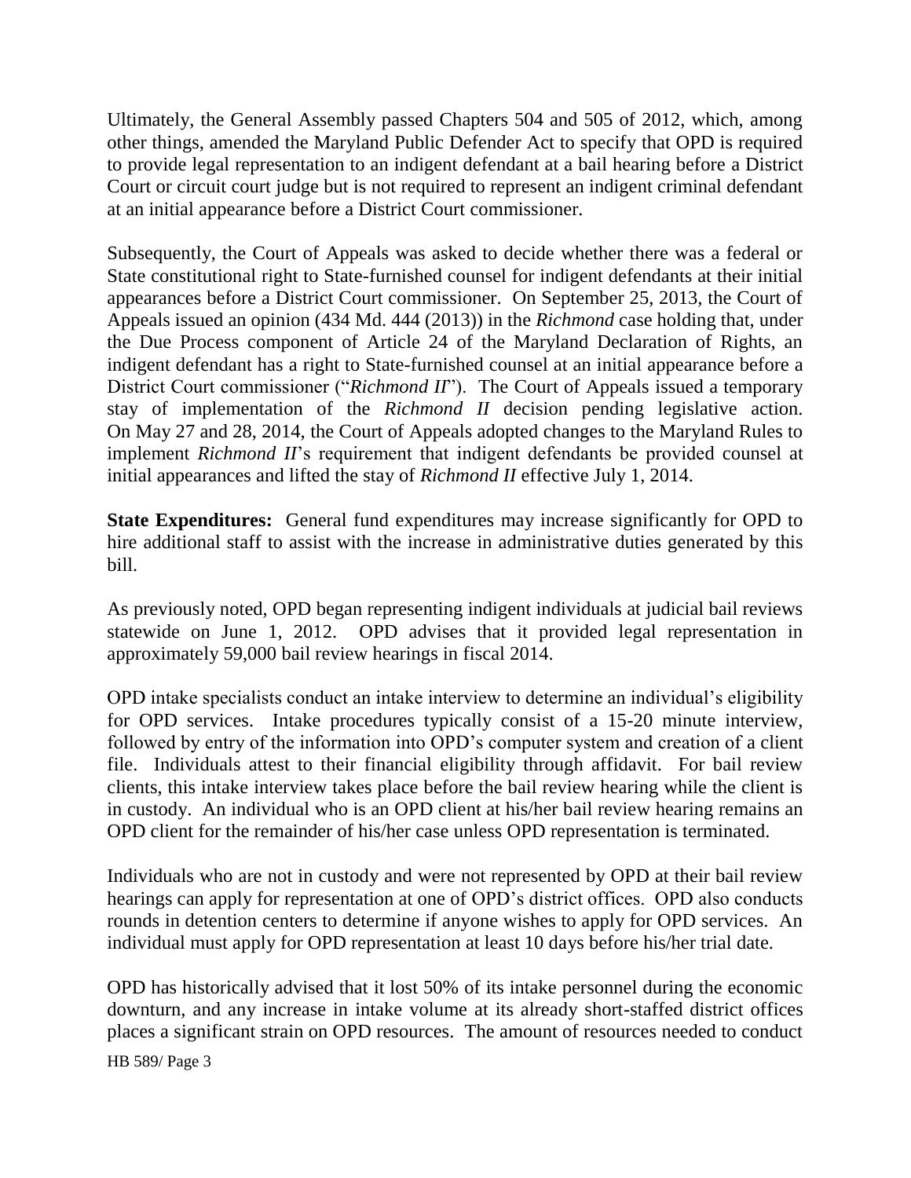Ultimately, the General Assembly passed Chapters 504 and 505 of 2012, which, among other things, amended the Maryland Public Defender Act to specify that OPD is required to provide legal representation to an indigent defendant at a bail hearing before a District Court or circuit court judge but is not required to represent an indigent criminal defendant at an initial appearance before a District Court commissioner.

Subsequently, the Court of Appeals was asked to decide whether there was a federal or State constitutional right to State-furnished counsel for indigent defendants at their initial appearances before a District Court commissioner. On September 25, 2013, the Court of Appeals issued an opinion (434 Md. 444 (2013)) in the *Richmond* case holding that, under the Due Process component of Article 24 of the Maryland Declaration of Rights, an indigent defendant has a right to State-furnished counsel at an initial appearance before a District Court commissioner ("*Richmond II*"). The Court of Appeals issued a temporary stay of implementation of the *Richmond II* decision pending legislative action. On May 27 and 28, 2014, the Court of Appeals adopted changes to the Maryland Rules to implement *Richmond II*'s requirement that indigent defendants be provided counsel at initial appearances and lifted the stay of *Richmond II* effective July 1, 2014.

**State Expenditures:** General fund expenditures may increase significantly for OPD to hire additional staff to assist with the increase in administrative duties generated by this bill.

As previously noted, OPD began representing indigent individuals at judicial bail reviews statewide on June 1, 2012. OPD advises that it provided legal representation in approximately 59,000 bail review hearings in fiscal 2014.

OPD intake specialists conduct an intake interview to determine an individual's eligibility for OPD services. Intake procedures typically consist of a 15-20 minute interview, followed by entry of the information into OPD's computer system and creation of a client file. Individuals attest to their financial eligibility through affidavit. For bail review clients, this intake interview takes place before the bail review hearing while the client is in custody. An individual who is an OPD client at his/her bail review hearing remains an OPD client for the remainder of his/her case unless OPD representation is terminated.

Individuals who are not in custody and were not represented by OPD at their bail review hearings can apply for representation at one of OPD's district offices. OPD also conducts rounds in detention centers to determine if anyone wishes to apply for OPD services. An individual must apply for OPD representation at least 10 days before his/her trial date.

OPD has historically advised that it lost 50% of its intake personnel during the economic downturn, and any increase in intake volume at its already short-staffed district offices places a significant strain on OPD resources. The amount of resources needed to conduct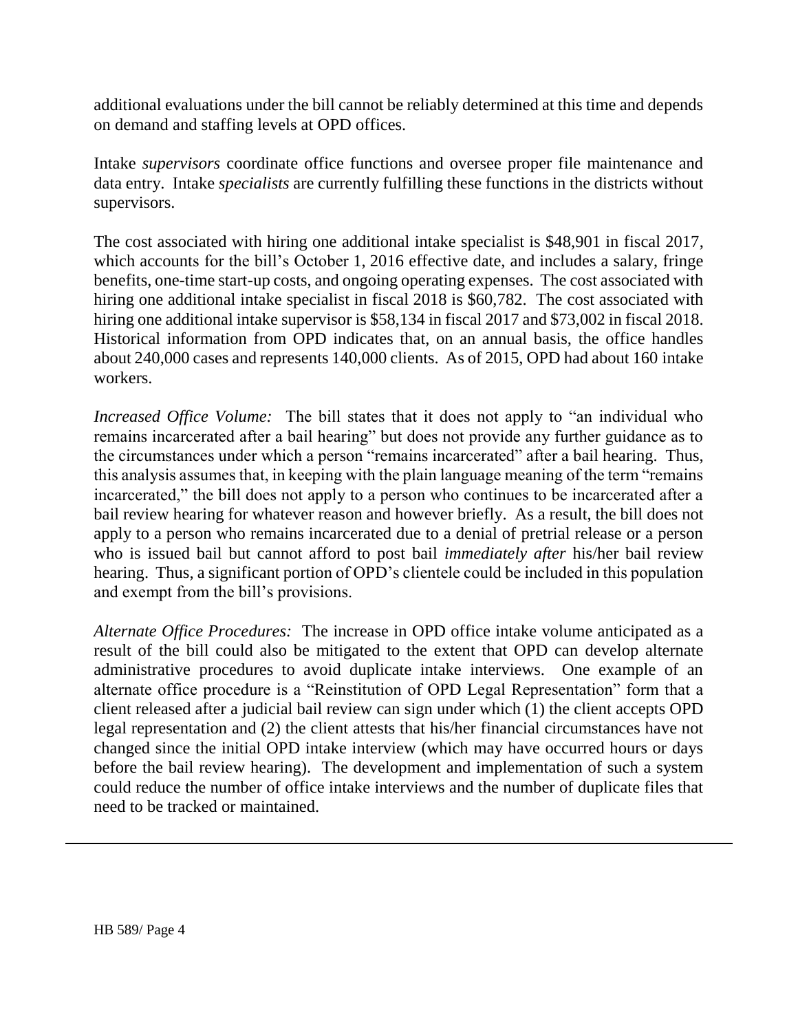additional evaluations under the bill cannot be reliably determined at this time and depends on demand and staffing levels at OPD offices.

Intake *supervisors* coordinate office functions and oversee proper file maintenance and data entry. Intake *specialists* are currently fulfilling these functions in the districts without supervisors.

The cost associated with hiring one additional intake specialist is $48,901 in fiscal 2017, which accounts for the bill's October 1, 2016 effective date, and includes a salary, fringe benefits, one-time start-up costs, and ongoing operating expenses. The cost associated with hiring one additional intake specialist in fiscal 2018 is $60,782. The cost associated with hiring one additional intake supervisor is $58,134 in fiscal 2017 and $73,002 in fiscal 2018. Historical information from OPD indicates that, on an annual basis, the office handles about 240,000 cases and represents 140,000 clients. As of 2015, OPD had about 160 intake workers.

*Increased Office Volume:* The bill states that it does not apply to "an individual who remains incarcerated after a bail hearing" but does not provide any further guidance as to the circumstances under which a person "remains incarcerated" after a bail hearing. Thus, this analysis assumes that, in keeping with the plain language meaning of the term "remains incarcerated," the bill does not apply to a person who continues to be incarcerated after a bail review hearing for whatever reason and however briefly. As a result, the bill does not apply to a person who remains incarcerated due to a denial of pretrial release or a person who is issued bail but cannot afford to post bail *immediately after* his/her bail review hearing. Thus, a significant portion of OPD's clientele could be included in this population and exempt from the bill's provisions.

*Alternate Office Procedures:* The increase in OPD office intake volume anticipated as a result of the bill could also be mitigated to the extent that OPD can develop alternate administrative procedures to avoid duplicate intake interviews. One example of an alternate office procedure is a "Reinstitution of OPD Legal Representation" form that a client released after a judicial bail review can sign under which (1) the client accepts OPD legal representation and (2) the client attests that his/her financial circumstances have not changed since the initial OPD intake interview (which may have occurred hours or days before the bail review hearing). The development and implementation of such a system could reduce the number of office intake interviews and the number of duplicate files that need to be tracked or maintained.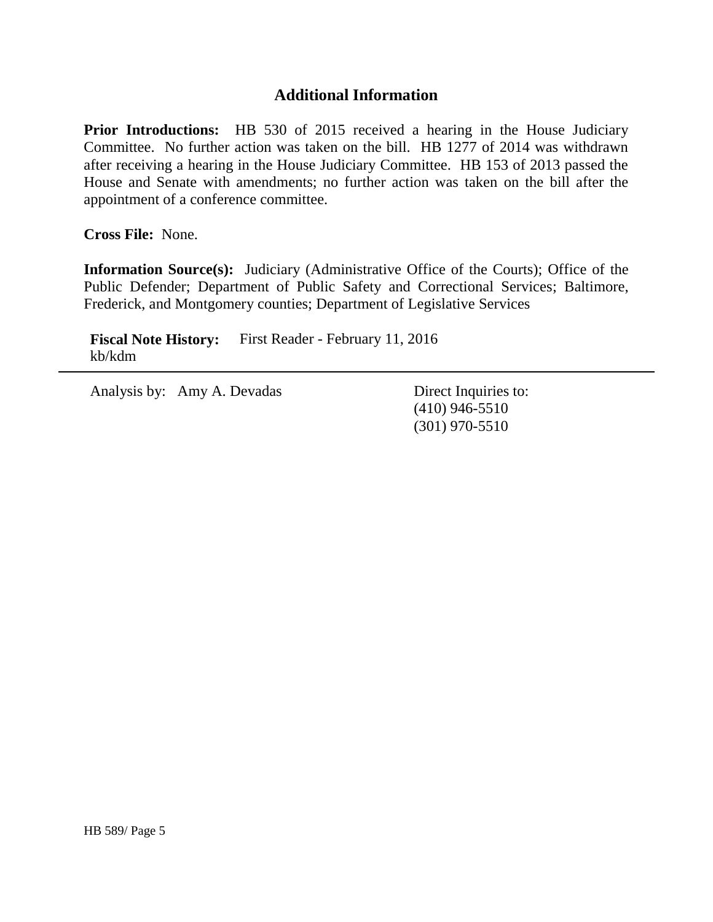## Additional Information

**Prior Introductions:** HB 530 of 2015 received a hearing in the House Judiciary Committee. No further action was taken on the bill. HB 1277 of 2014 was withdrawn after receiving a hearing in the House Judiciary Committee. HB 153 of 2013 passed the House and Senate with amendments; no further action was taken on the bill after the appointment of a conference committee.

**Cross File:** None.

**Information Source(s):** Judiciary (Administrative Office of the Courts); Office of the Public Defender; Department of Public Safety and Correctional Services; Baltimore, Frederick, and Montgomery counties; Department of Legislative Services

**Fiscal Note History:** First Reader - February 11, 2016
kb/kdm

---

Analysis by: Amy A. Devadas

Direct Inquiries to:
(410) 946-5510
(301) 970-5510